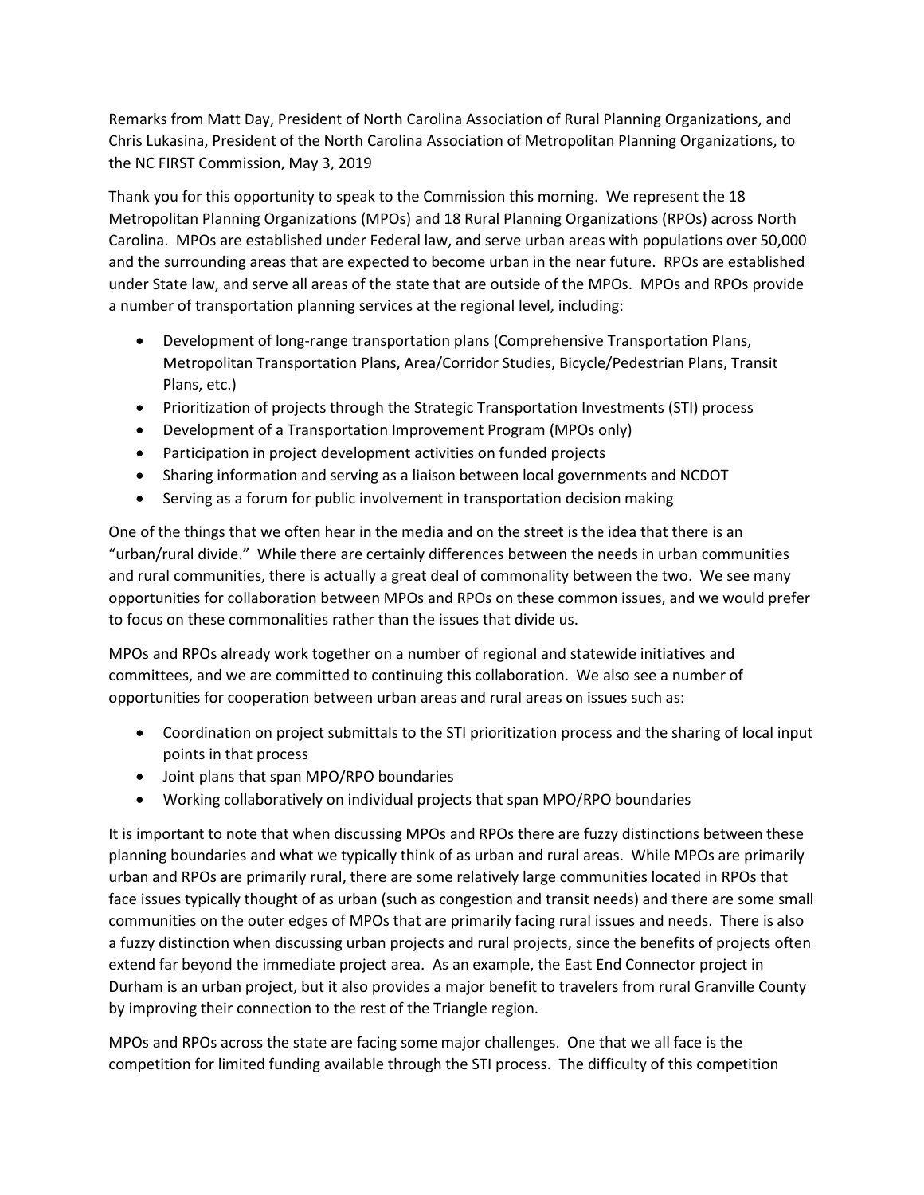Remarks from Matt Day, President of North Carolina Association of Rural Planning Organizations, and Chris Lukasina, President of the North Carolina Association of Metropolitan Planning Organizations, to the NC FIRST Commission, May 3, 2019

Thank you for this opportunity to speak to the Commission this morning. We represent the 18 Metropolitan Planning Organizations (MPOs) and 18 Rural Planning Organizations (RPOs) across North Carolina. MPOs are established under Federal law, and serve urban areas with populations over 50,000 and the surrounding areas that are expected to become urban in the near future. RPOs are established under State law, and serve all areas of the state that are outside of the MPOs. MPOs and RPOs provide a number of transportation planning services at the regional level, including:

- Development of long-range transportation plans (Comprehensive Transportation Plans, Metropolitan Transportation Plans, Area/Corridor Studies, Bicycle/Pedestrian Plans, Transit Plans, etc.)
- Prioritization of projects through the Strategic Transportation Investments (STI) process
- Development of a Transportation Improvement Program (MPOs only)
- Participation in project development activities on funded projects
- Sharing information and serving as a liaison between local governments and NCDOT
- Serving as a forum for public involvement in transportation decision making

One of the things that we often hear in the media and on the street is the idea that there is an "urban/rural divide." While there are certainly differences between the needs in urban communities and rural communities, there is actually a great deal of commonality between the two. We see many opportunities for collaboration between MPOs and RPOs on these common issues, and we would prefer to focus on these commonalities rather than the issues that divide us.

MPOs and RPOs already work together on a number of regional and statewide initiatives and committees, and we are committed to continuing this collaboration. We also see a number of opportunities for cooperation between urban areas and rural areas on issues such as:

- Coordination on project submittals to the STI prioritization process and the sharing of local input points in that process
- Joint plans that span MPO/RPO boundaries
- Working collaboratively on individual projects that span MPO/RPO boundaries

It is important to note that when discussing MPOs and RPOs there are fuzzy distinctions between these planning boundaries and what we typically think of as urban and rural areas. While MPOs are primarily urban and RPOs are primarily rural, there are some relatively large communities located in RPOs that face issues typically thought of as urban (such as congestion and transit needs) and there are some small communities on the outer edges of MPOs that are primarily facing rural issues and needs. There is also a fuzzy distinction when discussing urban projects and rural projects, since the benefits of projects often extend far beyond the immediate project area. As an example, the East End Connector project in Durham is an urban project, but it also provides a major benefit to travelers from rural Granville County by improving their connection to the rest of the Triangle region.

MPOs and RPOs across the state are facing some major challenges. One that we all face is the competition for limited funding available through the STI process. The difficulty of this competition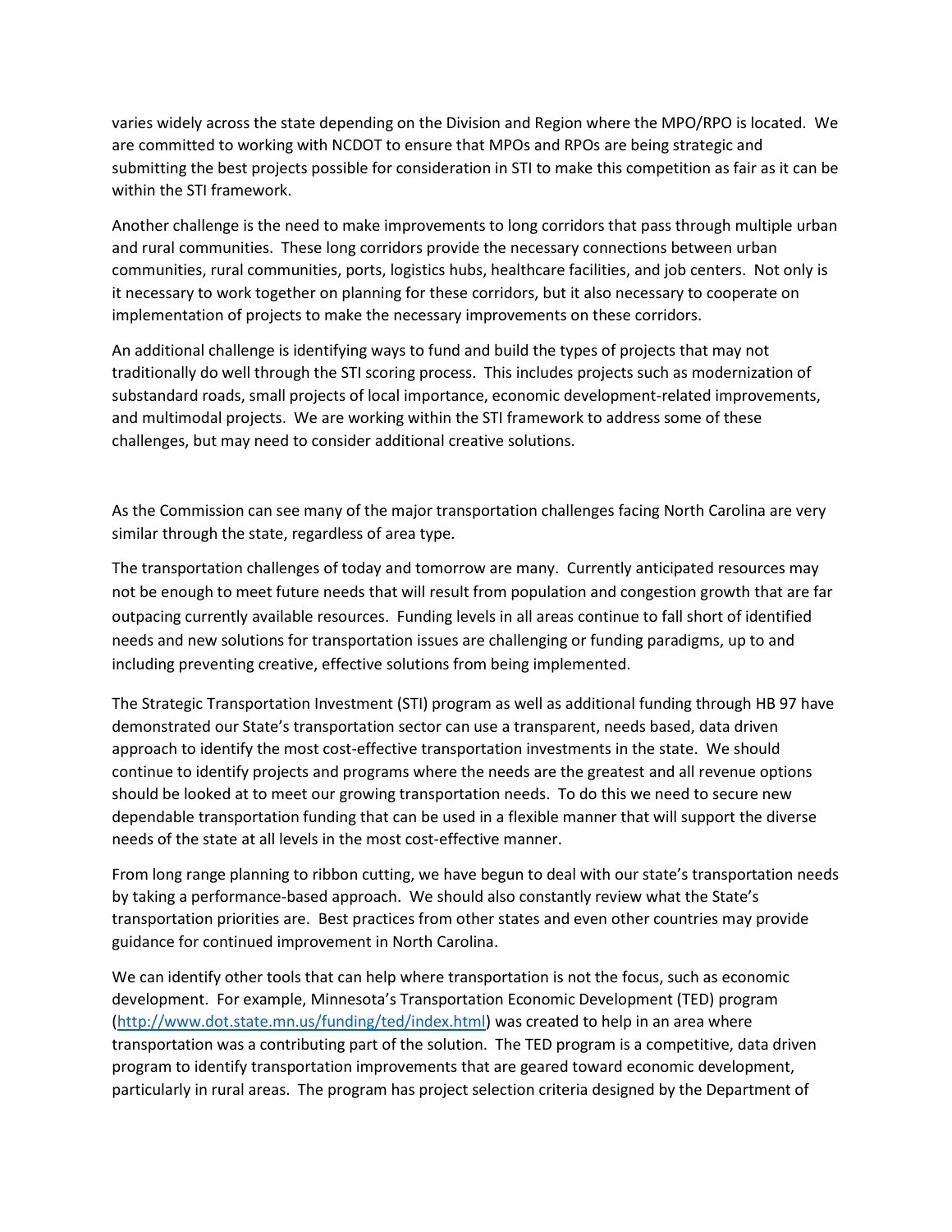varies widely across the state depending on the Division and Region where the MPO/RPO is located. We are committed to working with NCDOT to ensure that MPOs and RPOs are being strategic and submitting the best projects possible for consideration in STI to make this competition as fair as it can be within the STI framework.

Another challenge is the need to make improvements to long corridors that pass through multiple urban and rural communities. These long corridors provide the necessary connections between urban communities, rural communities, ports, logistics hubs, healthcare facilities, and job centers. Not only is it necessary to work together on planning for these corridors, but it also necessary to cooperate on implementation of projects to make the necessary improvements on these corridors.

An additional challenge is identifying ways to fund and build the types of projects that may not traditionally do well through the STI scoring process. This includes projects such as modernization of substandard roads, small projects of local importance, economic development-related improvements, and multimodal projects. We are working within the STI framework to address some of these challenges, but may need to consider additional creative solutions.

As the Commission can see many of the major transportation challenges facing North Carolina are very similar through the state, regardless of area type.

The transportation challenges of today and tomorrow are many. Currently anticipated resources may not be enough to meet future needs that will result from population and congestion growth that are far outpacing currently available resources. Funding levels in all areas continue to fall short of identified needs and new solutions for transportation issues are challenging or funding paradigms, up to and including preventing creative, effective solutions from being implemented.

The Strategic Transportation Investment (STI) program as well as additional funding through HB 97 have demonstrated our State's transportation sector can use a transparent, needs based, data driven approach to identify the most cost-effective transportation investments in the state. We should continue to identify projects and programs where the needs are the greatest and all revenue options should be looked at to meet our growing transportation needs. To do this we need to secure new dependable transportation funding that can be used in a flexible manner that will support the diverse needs of the state at all levels in the most cost-effective manner.

From long range planning to ribbon cutting, we have begun to deal with our state's transportation needs by taking a performance-based approach. We should also constantly review what the State's transportation priorities are. Best practices from other states and even other countries may provide guidance for continued improvement in North Carolina.

We can identify other tools that can help where transportation is not the focus, such as economic development. For example, Minnesota's Transportation Economic Development (TED) program (http://www.dot.state.mn.us/funding/ted/index.html) was created to help in an area where transportation was a contributing part of the solution. The TED program is a competitive, data driven program to identify transportation improvements that are geared toward economic development, particularly in rural areas. The program has project selection criteria designed by the Department of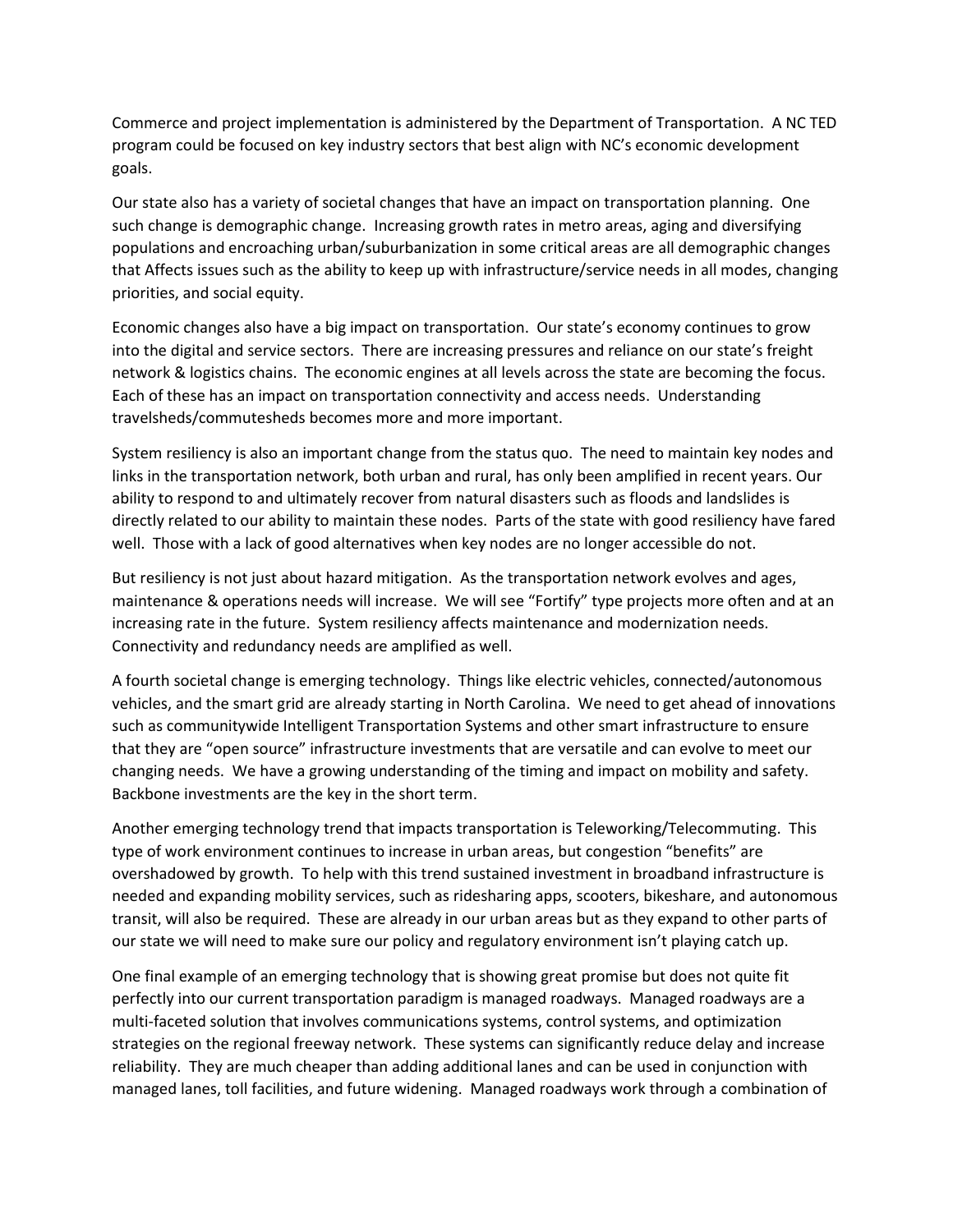Commerce and project implementation is administered by the Department of Transportation. A NC TED program could be focused on key industry sectors that best align with NC's economic development goals.

Our state also has a variety of societal changes that have an impact on transportation planning. One such change is demographic change. Increasing growth rates in metro areas, aging and diversifying populations and encroaching urban/suburbanization in some critical areas are all demographic changes that Affects issues such as the ability to keep up with infrastructure/service needs in all modes, changing priorities, and social equity.

Economic changes also have a big impact on transportation. Our state's economy continues to grow into the digital and service sectors. There are increasing pressures and reliance on our state's freight network & logistics chains. The economic engines at all levels across the state are becoming the focus. Each of these has an impact on transportation connectivity and access needs. Understanding travelsheds/commutesheds becomes more and more important.

System resiliency is also an important change from the status quo. The need to maintain key nodes and links in the transportation network, both urban and rural, has only been amplified in recent years. Our ability to respond to and ultimately recover from natural disasters such as floods and landslides is directly related to our ability to maintain these nodes. Parts of the state with good resiliency have fared well. Those with a lack of good alternatives when key nodes are no longer accessible do not.

But resiliency is not just about hazard mitigation. As the transportation network evolves and ages, maintenance & operations needs will increase. We will see "Fortify" type projects more often and at an increasing rate in the future. System resiliency affects maintenance and modernization needs. Connectivity and redundancy needs are amplified as well.

A fourth societal change is emerging technology. Things like electric vehicles, connected/autonomous vehicles, and the smart grid are already starting in North Carolina. We need to get ahead of innovations such as communitywide Intelligent Transportation Systems and other smart infrastructure to ensure that they are "open source" infrastructure investments that are versatile and can evolve to meet our changing needs. We have a growing understanding of the timing and impact on mobility and safety. Backbone investments are the key in the short term.

Another emerging technology trend that impacts transportation is Teleworking/Telecommuting. This type of work environment continues to increase in urban areas, but congestion "benefits" are overshadowed by growth. To help with this trend sustained investment in broadband infrastructure is needed and expanding mobility services, such as ridesharing apps, scooters, bikeshare, and autonomous transit, will also be required. These are already in our urban areas but as they expand to other parts of our state we will need to make sure our policy and regulatory environment isn't playing catch up.

One final example of an emerging technology that is showing great promise but does not quite fit perfectly into our current transportation paradigm is managed roadways. Managed roadways are a multi-faceted solution that involves communications systems, control systems, and optimization strategies on the regional freeway network. These systems can significantly reduce delay and increase reliability. They are much cheaper than adding additional lanes and can be used in conjunction with managed lanes, toll facilities, and future widening. Managed roadways work through a combination of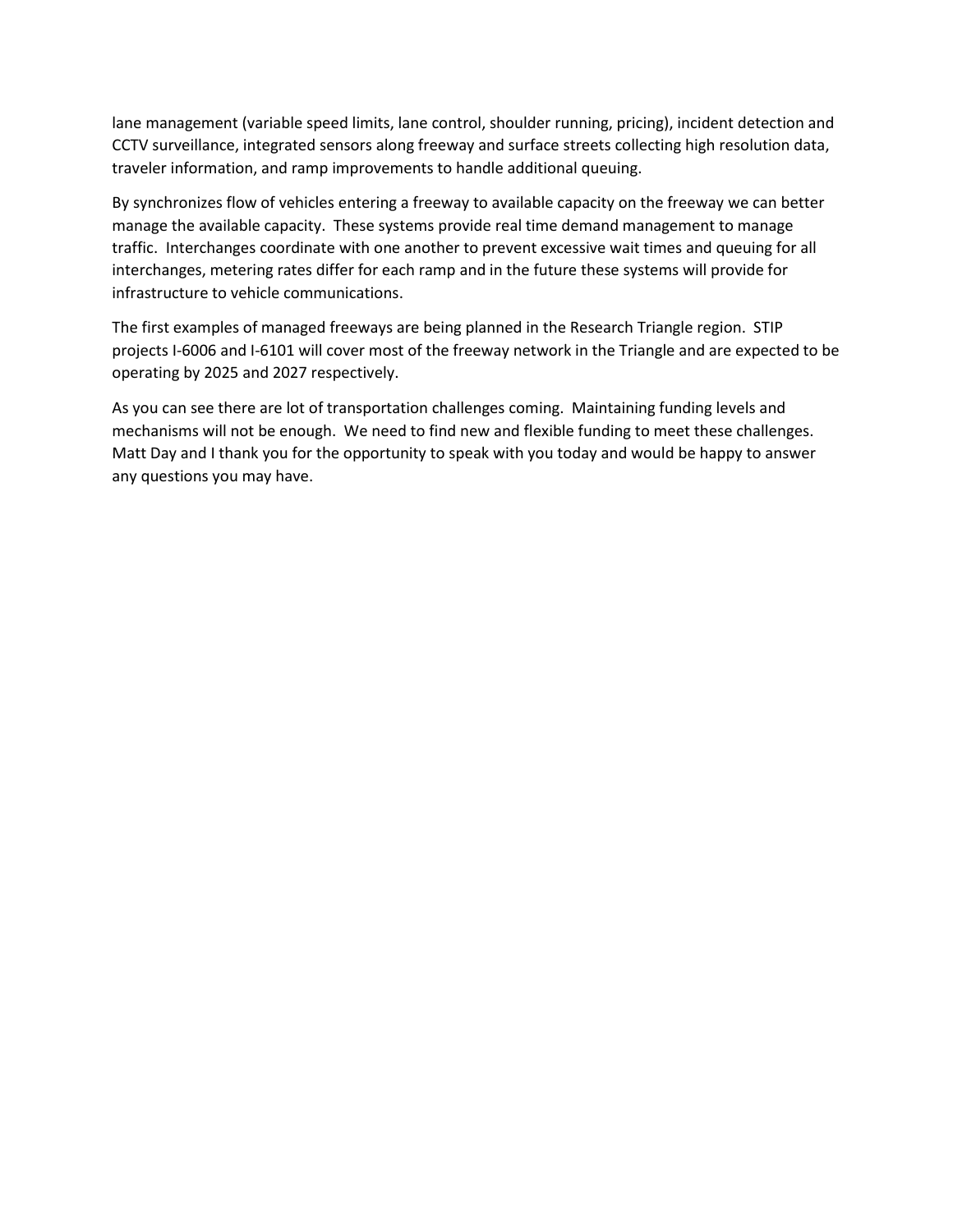lane management (variable speed limits, lane control, shoulder running, pricing), incident detection and CCTV surveillance, integrated sensors along freeway and surface streets collecting high resolution data, traveler information, and ramp improvements to handle additional queuing.

By synchronizes flow of vehicles entering a freeway to available capacity on the freeway we can better manage the available capacity. These systems provide real time demand management to manage traffic. Interchanges coordinate with one another to prevent excessive wait times and queuing for all interchanges, metering rates differ for each ramp and in the future these systems will provide for infrastructure to vehicle communications.

The first examples of managed freeways are being planned in the Research Triangle region. STIP projects I-6006 and I-6101 will cover most of the freeway network in the Triangle and are expected to be operating by 2025 and 2027 respectively.

As you can see there are lot of transportation challenges coming. Maintaining funding levels and mechanisms will not be enough. We need to find new and flexible funding to meet these challenges. Matt Day and I thank you for the opportunity to speak with you today and would be happy to answer any questions you may have.